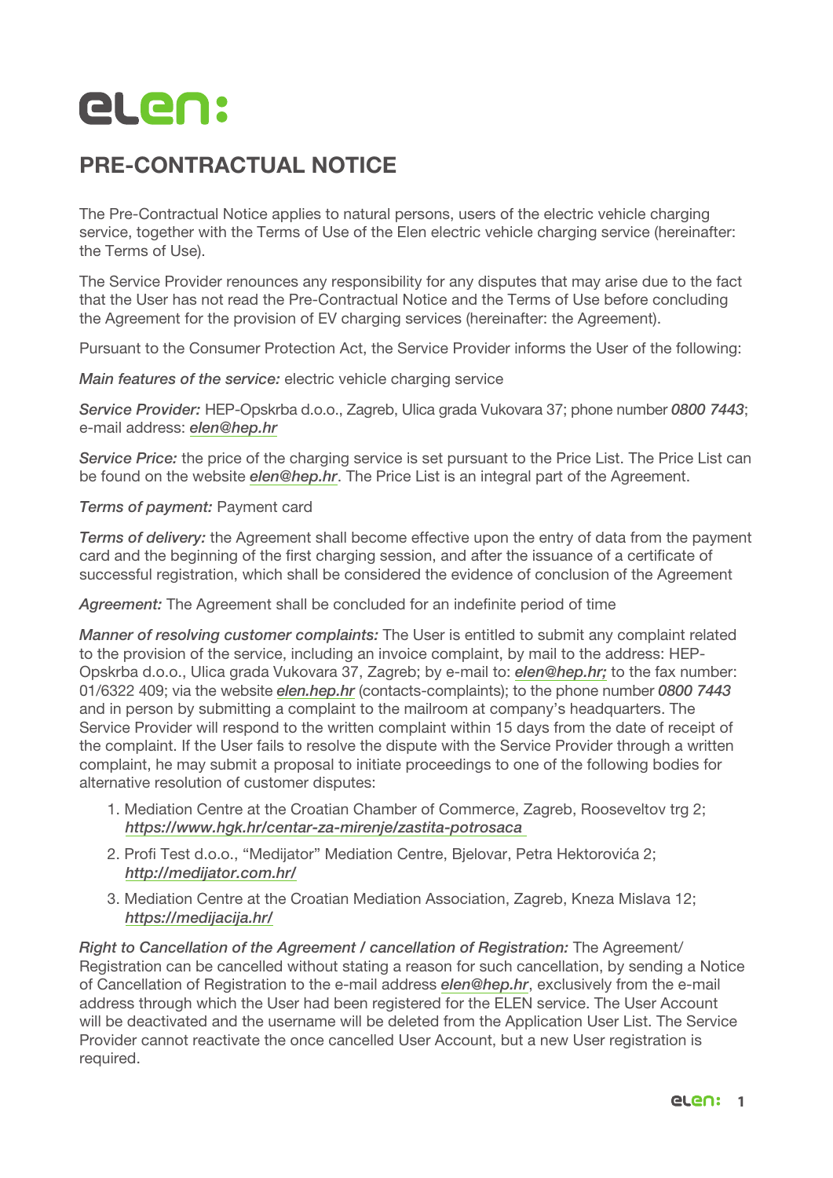# elen:

## PRE-CONTRACTUAL NOTICE

The Pre-Contractual Notice applies to natural persons, users of the electric vehicle charging service, together with the Terms of Use of the Elen electric vehicle charging service (hereinafter: the Terms of Use).

The Service Provider renounces any responsibility for any disputes that may arise due to the fact that the User has not read the Pre-Contractual Notice and the Terms of Use before concluding the Agreement for the provision of EV charging services (hereinafter: the Agreement).

Pursuant to the Consumer Protection Act, the Service Provider informs the User of the following:

*Main features of the service:* electric vehicle charging service

*Service Provider:* HEP-Opskrba d.o.o., Zagreb, Ulica grada Vukovara 37; phone number ***0800 7443***; e-mail address: ***elen@hep.hr***

*Service Price:* the price of the charging service is set pursuant to the Price List. The Price List can be found on the website ***elen@hep.hr***. The Price List is an integral part of the Agreement.

*Terms of payment:* Payment card

*Terms of delivery:* the Agreement shall become effective upon the entry of data from the payment card and the beginning of the first charging session, and after the issuance of a certificate of successful registration, which shall be considered the evidence of conclusion of the Agreement

*Agreement:* The Agreement shall be concluded for an indefinite period of time

*Manner of resolving customer complaints:* The User is entitled to submit any complaint related to the provision of the service, including an invoice complaint, by mail to the address: HEP-Opskrba d.o.o., Ulica grada Vukovara 37, Zagreb; by e-mail to: ***elen@hep.hr;*** to the fax number: 01/6322 409; via the website ***elen.hep.hr*** (contacts-complaints); to the phone number ***0800 7443*** and in person by submitting a complaint to the mailroom at company's headquarters. The Service Provider will respond to the written complaint within 15 days from the date of receipt of the complaint. If the User fails to resolve the dispute with the Service Provider through a written complaint, he may submit a proposal to initiate proceedings to one of the following bodies for alternative resolution of customer disputes:

1. Mediation Centre at the Croatian Chamber of Commerce, Zagreb, Rooseveltov trg 2; ***https://www.hgk.hr/centar-za-mirenje/zastita-potrosaca***
2. Profi Test d.o.o., "Medijator" Mediation Centre, Bjelovar, Petra Hektorovića 2; ***http://medijator.com.hr/***
3. Mediation Centre at the Croatian Mediation Association, Zagreb, Kneza Mislava 12; ***https://medijacija.hr/***

*Right to Cancellation of the Agreement / cancellation of Registration:* The Agreement/ Registration can be cancelled without stating a reason for such cancellation, by sending a Notice of Cancellation of Registration to the e-mail address ***elen@hep.hr***, exclusively from the e-mail address through which the User had been registered for the ELEN service. The User Account will be deactivated and the username will be deleted from the Application User List. The Service Provider cannot reactivate the once cancelled User Account, but a new User registration is required.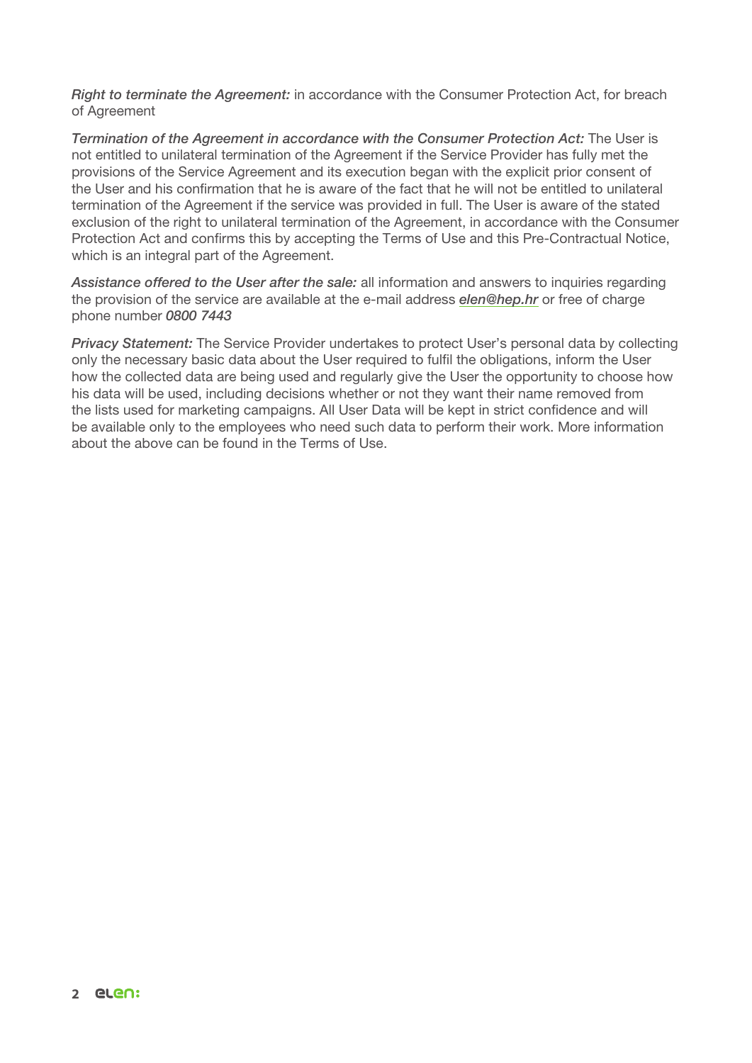***Right to terminate the Agreement:*** in accordance with the Consumer Protection Act, for breach of Agreement

***Termination of the Agreement in accordance with the Consumer Protection Act:*** The User is not entitled to unilateral termination of the Agreement if the Service Provider has fully met the provisions of the Service Agreement and its execution began with the explicit prior consent of the User and his confirmation that he is aware of the fact that he will not be entitled to unilateral termination of the Agreement if the service was provided in full. The User is aware of the stated exclusion of the right to unilateral termination of the Agreement, in accordance with the Consumer Protection Act and confirms this by accepting the Terms of Use and this Pre-Contractual Notice, which is an integral part of the Agreement.

***Assistance offered to the User after the sale:*** all information and answers to inquiries regarding the provision of the service are available at the e-mail address ***elen@hep.hr*** or free of charge phone number ***0800 7443***

***Privacy Statement:*** The Service Provider undertakes to protect User's personal data by collecting only the necessary basic data about the User required to fulfil the obligations, inform the User how the collected data are being used and regularly give the User the opportunity to choose how his data will be used, including decisions whether or not they want their name removed from the lists used for marketing campaigns. All User Data will be kept in strict confidence and will be available only to the employees who need such data to perform their work. More information about the above can be found in the Terms of Use.